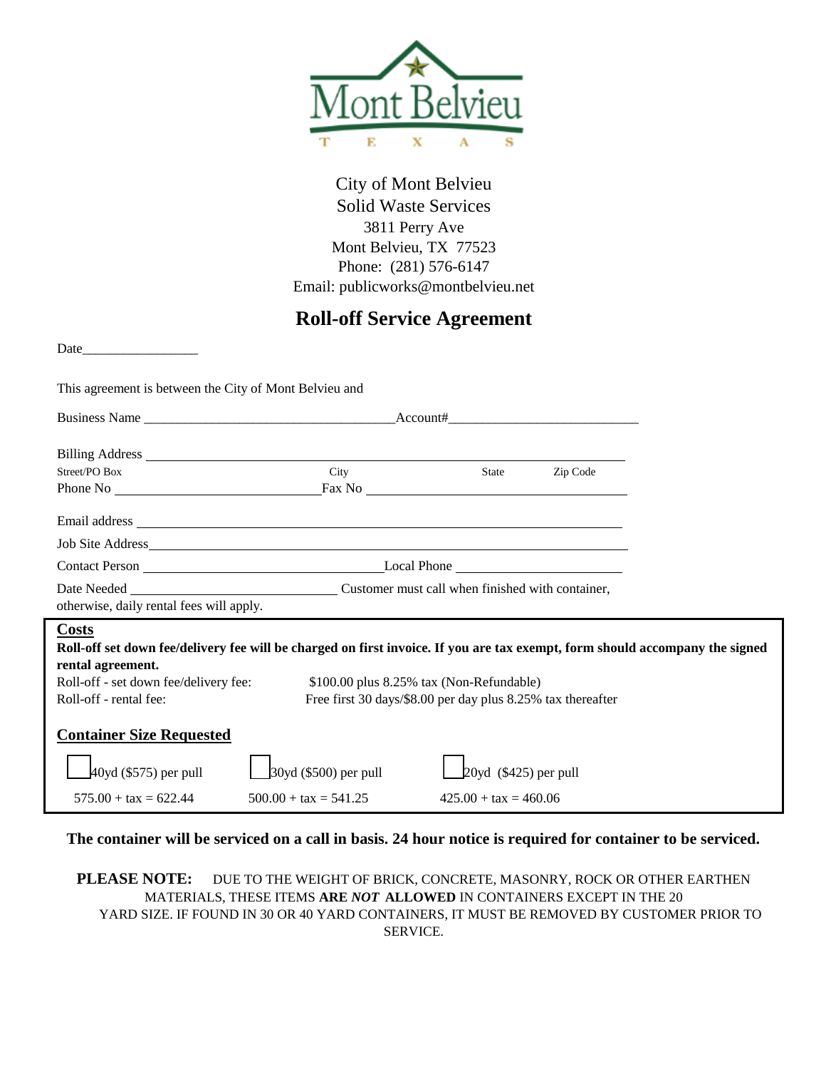Mont Belvieu

T E X A S

City of Mont Belvieu
Solid Waste Services
3811 Perry Ave
Mont Belvieu, TX 77523
Phone: (281) 576-6147
Email: publicworks@montbelvieu.net

# Roll-off Service Agreement

Date_________________

This agreement is between the City of Mont Belvieu and

Business Name ____________________________________Account#___________________________

Billing Address ____________________________________________________________________
Street/PO Box City State Zip Code

Phone No ____________________________Fax No ______________________________________

Email address ______________________________________________________________________

Job Site Address_____________________________________________________________________

Contact Person __________________________________Local Phone ______________________

Date Needed _____________________________ Customer must call when finished with container, otherwise, daily rental fees will apply.

**Costs**

**Roll-off set down fee/delivery fee will be charged on first invoice. If you are tax exempt, form should accompany the signed rental agreement.**

Roll-off - set down fee/delivery fee: $100.00 plus 8.25% tax (Non-Refundable)

Roll-off - rental fee: Free first 30 days/$8.00 per day plus 8.25% tax thereafter

**Container Size Requested**

| ☐ 40yd ($575) per pull | ☐ 30yd ($500) per pull | ☐ 20yd ($425) per pull |
|---|---|---|
| 575.00 + tax = 622.44 | 500.00 + tax = 541.25 | 425.00 + tax = 460.06 |

**The container will be serviced on a call in basis. 24 hour notice is required for container to be serviced.**

**PLEASE NOTE:** DUE TO THE WEIGHT OF BRICK, CONCRETE, MASONRY, ROCK OR OTHER EARTHEN MATERIALS, THESE ITEMS **ARE *NOT* ALLOWED** IN CONTAINERS EXCEPT IN THE 20 YARD SIZE. IF FOUND IN 30 OR 40 YARD CONTAINERS, IT MUST BE REMOVED BY CUSTOMER PRIOR TO SERVICE.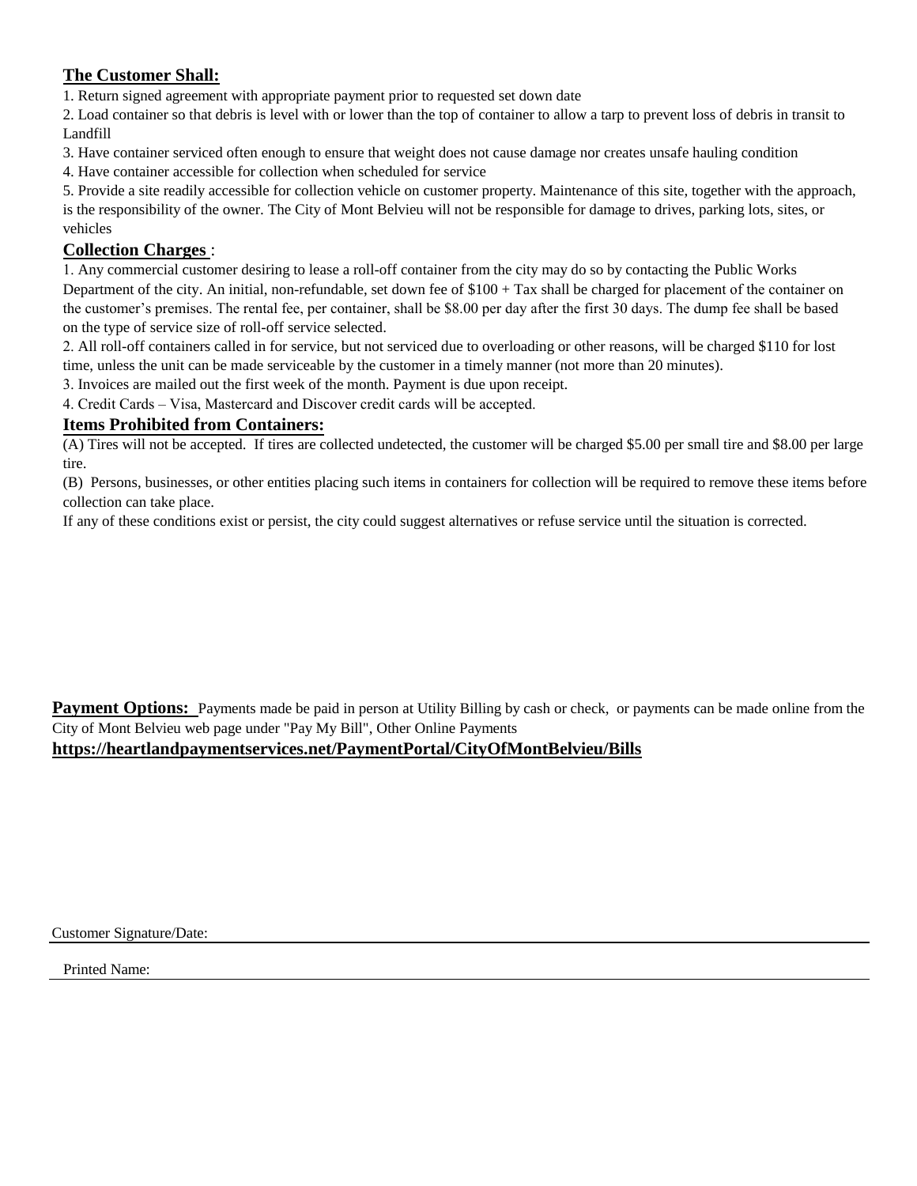**The Customer Shall:**

1. Return signed agreement with appropriate payment prior to requested set down date
2. Load container so that debris is level with or lower than the top of container to allow a tarp to prevent loss of debris in transit to Landfill
3. Have container serviced often enough to ensure that weight does not cause damage nor creates unsafe hauling condition
4. Have container accessible for collection when scheduled for service
5. Provide a site readily accessible for collection vehicle on customer property. Maintenance of this site, together with the approach, is the responsibility of the owner. The City of Mont Belvieu will not be responsible for damage to drives, parking lots, sites, or vehicles

**Collection Charges** :

1. Any commercial customer desiring to lease a roll-off container from the city may do so by contacting the Public Works Department of the city. An initial, non-refundable, set down fee of $100 + Tax shall be charged for placement of the container on the customer's premises. The rental fee, per container, shall be $8.00 per day after the first 30 days. The dump fee shall be based on the type of service size of roll-off service selected.
2. All roll-off containers called in for service, but not serviced due to overloading or other reasons, will be charged $110 for lost time, unless the unit can be made serviceable by the customer in a timely manner (not more than 20 minutes).
3. Invoices are mailed out the first week of the month. Payment is due upon receipt.
4. Credit Cards – Visa, Mastercard and Discover credit cards will be accepted.

**Items Prohibited from Containers:**

(A) Tires will not be accepted. If tires are collected undetected, the customer will be charged $5.00 per small tire and $8.00 per large tire.

(B) Persons, businesses, or other entities placing such items in containers for collection will be required to remove these items before collection can take place.

If any of these conditions exist or persist, the city could suggest alternatives or refuse service until the situation is corrected.

**Payment Options:** Payments made be paid in person at Utility Billing by cash or check, or payments can be made online from the City of Mont Belvieu web page under "Pay My Bill", Other Online Payments

**https://heartlandpaymentservices.net/PaymentPortal/CityOfMontBelvieu/Bills**

Customer Signature/Date: \_\_\_\_\_\_\_\_\_\_\_\_\_\_\_\_\_\_\_\_\_\_\_\_\_\_\_\_\_\_\_\_

Printed Name: \_\_\_\_\_\_\_\_\_\_\_\_\_\_\_\_\_\_\_\_\_\_\_\_\_\_\_\_\_\_\_\_